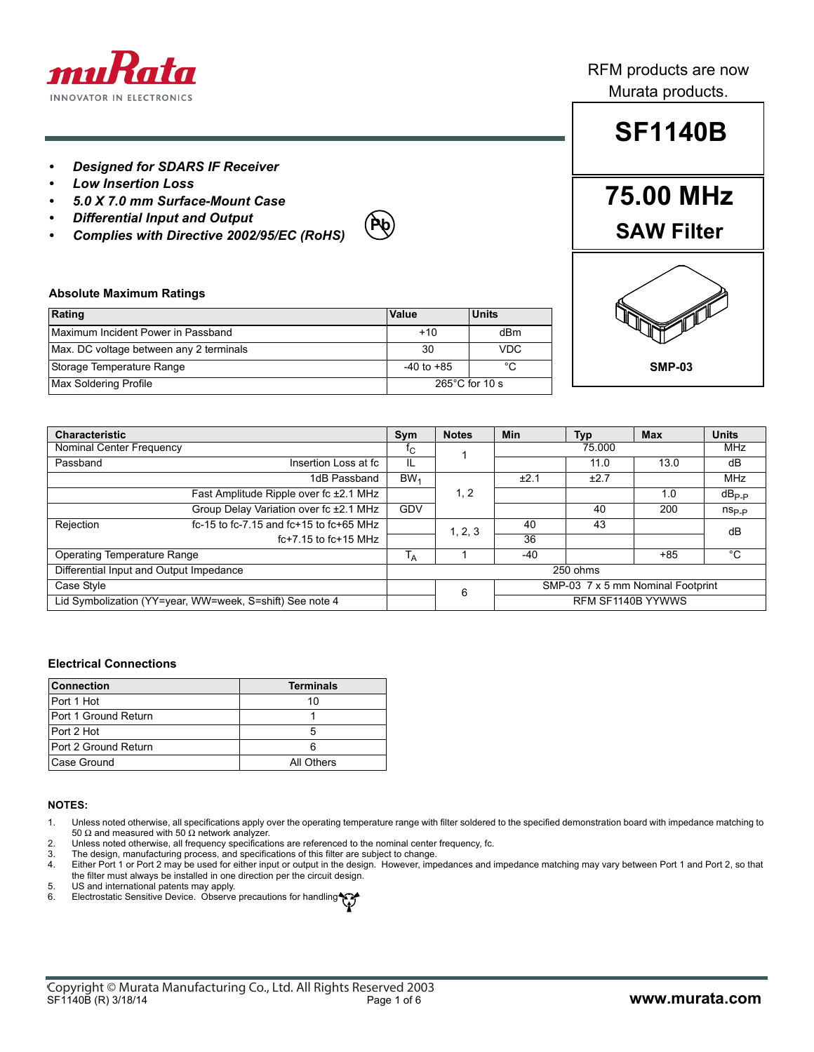RFM products are now Murata products.

# SF1140B

## 75.00 MHz SAW Filter

SMP-03

- ***Designed for SDARS IF Receiver***
- ***Low Insertion Loss***
- ***5.0 X 7.0 mm Surface-Mount Case***
- ***Differential Input and Output***
- ***Complies with Directive 2002/95/EC (RoHS)***

### Absolute Maximum Ratings

| Rating | Value | Units |
|---|---|---|
| Maximum Incident Power in Passband | +10 | dBm |
| Max. DC voltage between any 2 terminals | 30 | VDC |
| Storage Temperature Range | -40 to +85 | °C |
| Max Soldering Profile | 265°C for 10 s | |

| Characteristic | | Sym | Notes | Min | Typ | Max | Units |
|---|---|---|---|---|---|---|---|
| Nominal Center Frequency | | $f_C$ | 1 | | 75.000 | | MHz |
| Passband | Insertion Loss at fc | IL | | | 11.0 | 13.0 | dB |
| | 1dB Passband | $BW_1$ | 1, 2 | ±2.1 | ±2.7 | | MHz |
| | Fast Amplitude Ripple over fc ±2.1 MHz | | | | | 1.0 | $dB_{P-P}$ |
| | Group Delay Variation over fc ±2.1 MHz | GDV | | | 40 | 200 | $ns_{P-P}$ |
| Rejection | fc-15 to fc-7.15 and fc+15 to fc+65 MHz | | 1, 2, 3 | 40 | 43 | | dB |
| | fc+7.15 to fc+15 MHz | | | 36 | | | dB |
| Operating Temperature Range | | $T_A$ | 1 | -40 | | +85 | °C |
| Differential Input and Output Impedance | | | | | 250 ohms | | |
| Case Style | | | 6 | | SMP-03 7 x 5 mm Nominal Footprint | | |
| Lid Symbolization (YY=year, WW=week, S=shift) See note 4 | | | | | RFM SF1140B YYWWS | | |

### Electrical Connections

| Connection | Terminals |
|---|---|
| Port 1 Hot | 10 |
| Port 1 Ground Return | 1 |
| Port 2 Hot | 5 |
| Port 2 Ground Return | 6 |
| Case Ground | All Others |

### NOTES:

1. Unless noted otherwise, all specifications apply over the operating temperature range with filter soldered to the specified demonstration board with impedance matching to 50 Ω and measured with 50 Ω network analyzer.
2. Unless noted otherwise, all frequency specifications are referenced to the nominal center frequency, fc.
3. The design, manufacturing process, and specifications of this filter are subject to change.
4. Either Port 1 or Port 2 may be used for either input or output in the design. However, impedances and impedance matching may vary between Port 1 and Port 2, so that the filter must always be installed in one direction per the circuit design.
5. US and international patents may apply.
6. Electrostatic Sensitive Device. Observe precautions for handling.

Copyright © Murata Manufacturing Co., Ltd. All Rights Reserved 2003
SF1140B (R) 3/18/14

www.murata.com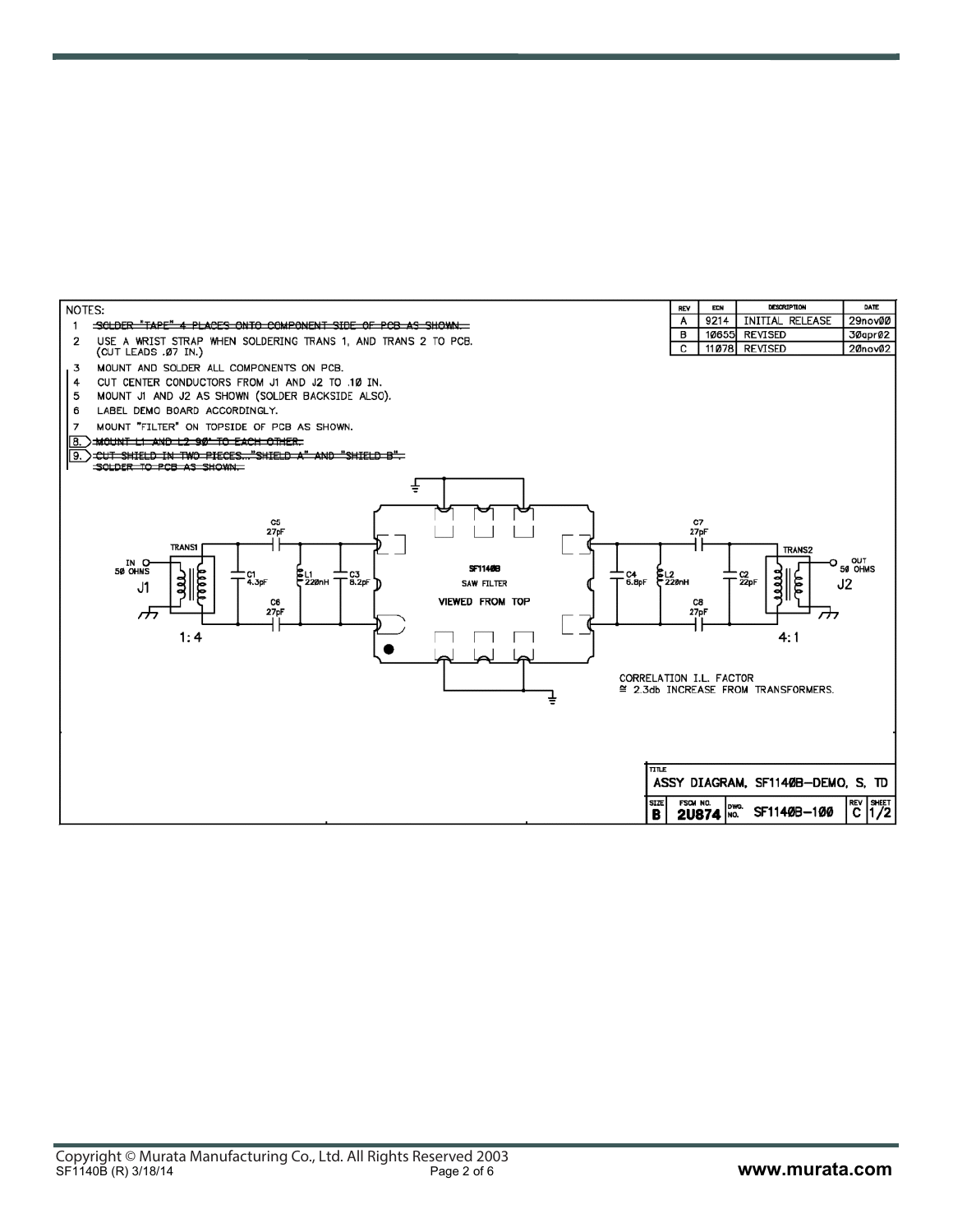NOTES:

1. ~~SOLDER "TAPE" 4 PLACES ONTO COMPONENT SIDE OF PCB AS SHOWN.~~
2. USE A WRIST STRAP WHEN SOLDERING TRANS 1, AND TRANS 2 TO PCB. (CUT LEADS .07 IN.)
3. MOUNT AND SOLDER ALL COMPONENTS ON PCB.
4. CUT CENTER CONDUCTORS FROM J1 AND J2 TO .10 IN.
5. MOUNT J1 AND J2 AS SHOWN (SOLDER BACKSIDE ALSO).
6. LABEL DEMO BOARD ACCORDINGLY.
7. MOUNT "FILTER" ON TOPSIDE OF PCB AS SHOWN.
8. ~~MOUNT L1 AND L2 90° TO EACH OTHER.~~
9. ~~CUT SHIELD IN TWO PIECES..."SHIELD A" AND "SHIELD B". SOLDER TO PCB AS SHOWN.~~

| REV | ECN | DESCRIPTION | DATE |
|---|---|---|---|
| A | 9214 | INITIAL RELEASE | 29nov00 |
| B | 10655 | REVISED | 30apr02 |
| C | 11078 | REVISED | 20nov02 |

IN 50 OHMS J1 — TRANS1 1:4 — C1 4.3pF — C5 27pF — C6 27pF — L1 220nH — C3 8.2pF — SF1140B SAW FILTER VIEWED FROM TOP — C4 6.8pF — L2 220nH — C7 27pF — C8 27pF — C2 22pF — TRANS2 4:1 — OUT 50 OHMS J2

CORRELATION I.L. FACTOR ≅ 2.3db INCREASE FROM TRANSFORMERS.

| TITLE | ASSY DIAGRAM, SF1140B-DEMO, S, TD | | | |
|---|---|---|---|---|
| SIZE: B | FSCM NO. 2U874 | DWG. NO. SF1140B-100 | REV C | SHEET 1/2 |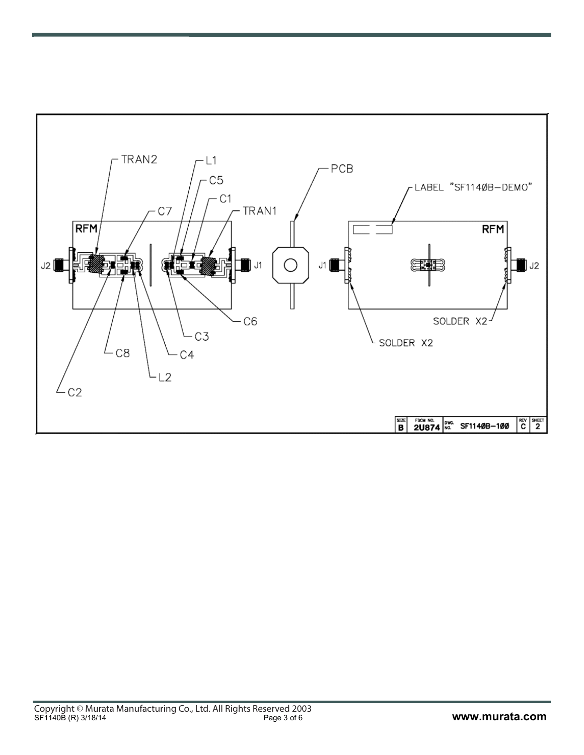TRAN2

L1

C5

C1

C7

TRAN1

PCB

LABEL "SF1140B-DEMO"

RFM

RFM

J2

J1

J1

J2

C6

C3

SOLDER X2

SOLDER X2

C8

C4

L2

C2

| SIZE | FSCM NO. | DWG. NO. | REV | SHEET |
| --- | --- | --- | --- | --- |
| B | 2U874 | SF1140B-100 | C | 2 |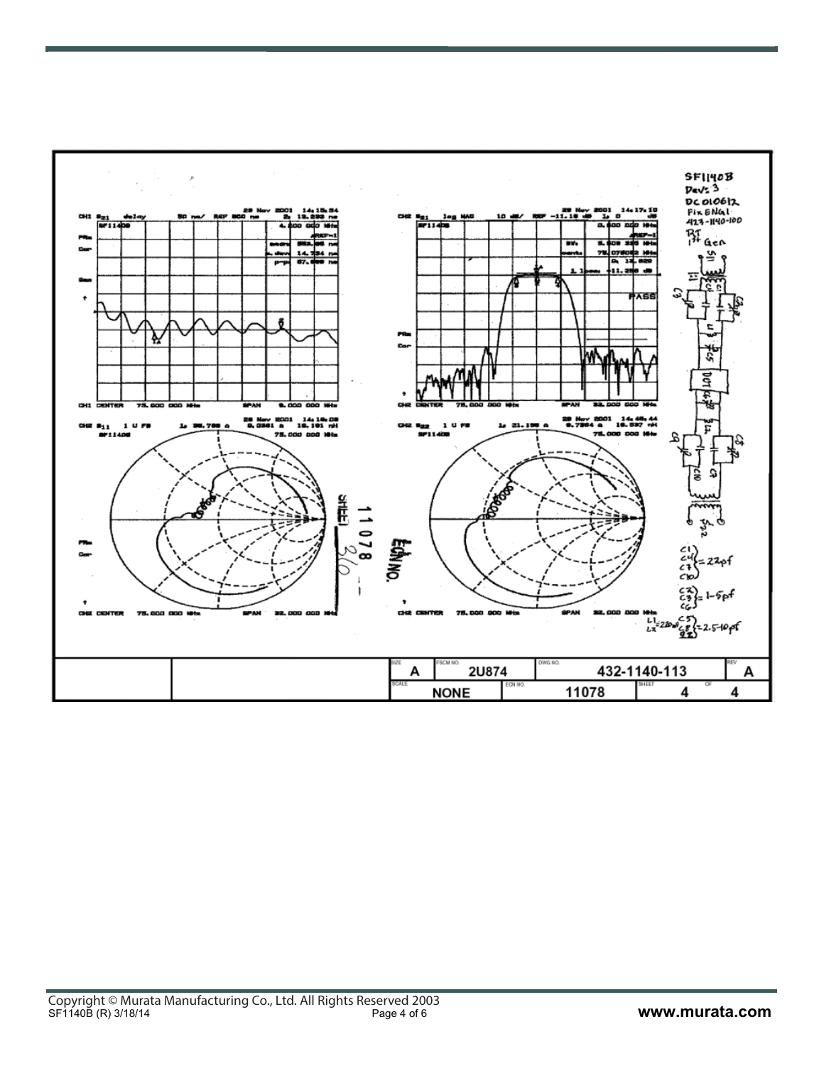SF1140B
Dev: 3
DC010612
Fix ENGL
423-1140-100
RT
1st Gen

C1, C4, C7, C10 = 22pf

C2, C3, C6 = 1-5pf

L1, L2 = 220nH

C5, C8, C9 = 2.5-10pf

| SIZE | FSCM NO. | DWG NO. | REV |
|---|---|---|---|
| A | 2U874 | 432-1140-113 | A |
| SCALE | ECN NO. | SHEET | OF |
| NONE | 11078 | 4 | 4 |

Copyright © Murata Manufacturing Co., Ltd. All Rights Reserved 2003
SF1140B (R) 3/18/14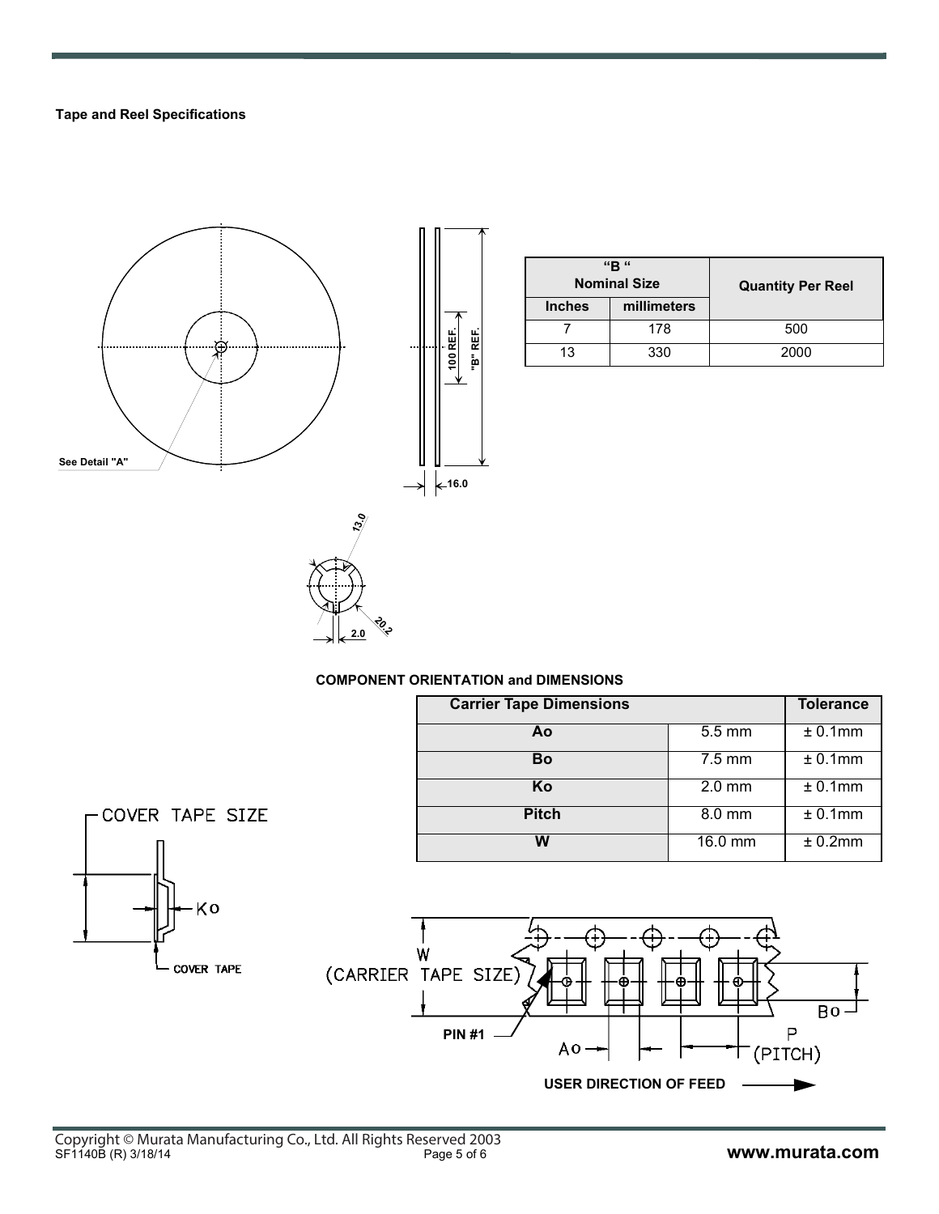### Tape and Reel Specifications

See Detail "A"

| "B" Nominal Size | | Quantity Per Reel |
|---|---|---|
| Inches | millimeters | |
| 7 | 178 | 500 |
| 13 | 330 | 2000 |

### COMPONENT ORIENTATION and DIMENSIONS

| Carrier Tape Dimensions | | Tolerance |
|---|---|---|
| Ao | 5.5 mm | ± 0.1mm |
| Bo | 7.5 mm | ± 0.1mm |
| Ko | 2.0 mm | ± 0.1mm |
| Pitch | 8.0 mm | ± 0.1mm |
| W | 16.0 mm | ± 0.2mm |

USER DIRECTION OF FEED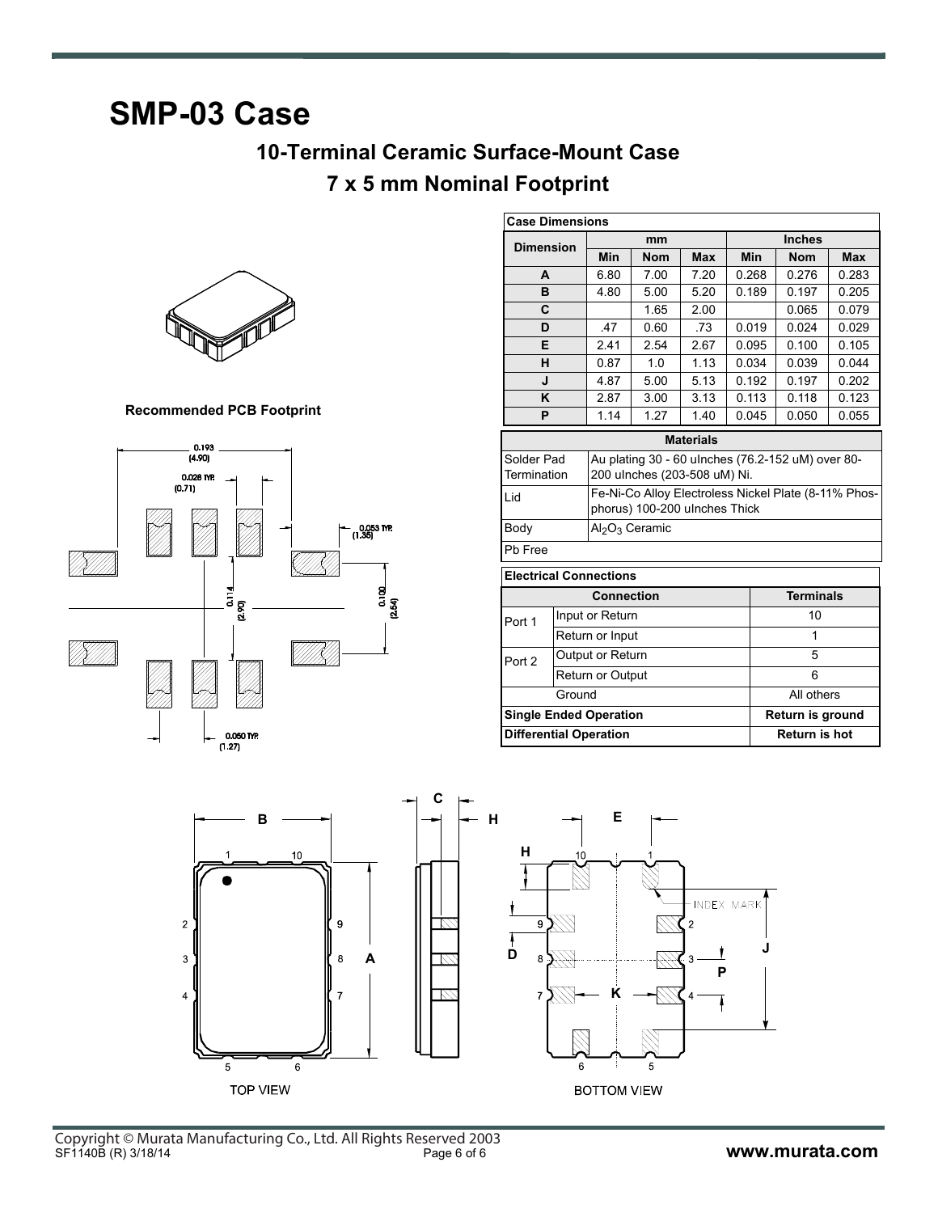# SMP-03 Case

## 10-Terminal Ceramic Surface-Mount Case

## 7 x 5 mm Nominal Footprint

| Case Dimensions | | | | | | |
|---|---|---|---|---|---|---|
| Dimension | mm | | | Inches | | |
| | Min | Nom | Max | Min | Nom | Max |
| A | 6.80 | 7.00 | 7.20 | 0.268 | 0.276 | 0.283 |
| B | 4.80 | 5.00 | 5.20 | 0.189 | 0.197 | 0.205 |
| C | | 1.65 | 2.00 | | 0.065 | 0.079 |
| D | .47 | 0.60 | .73 | 0.019 | 0.024 | 0.029 |
| E | 2.41 | 2.54 | 2.67 | 0.095 | 0.100 | 0.105 |
| H | 0.87 | 1.0 | 1.13 | 0.034 | 0.039 | 0.044 |
| J | 4.87 | 5.00 | 5.13 | 0.192 | 0.197 | 0.202 |
| K | 2.87 | 3.00 | 3.13 | 0.113 | 0.118 | 0.123 |
| P | 1.14 | 1.27 | 1.40 | 0.045 | 0.050 | 0.055 |

| Materials | |
|---|---|
| Solder Pad Termination | Au plating 30 - 60 uInches (76.2-152 uM) over 80-200 uInches (203-508 uM) Ni. |
| Lid | Fe-Ni-Co Alloy Electroless Nickel Plate (8-11% Phosphorus) 100-200 uInches Thick |
| Body | $Al_2O_3$ Ceramic |
| Pb Free | |

| Electrical Connections | | |
|---|---|---|
| Connection | | Terminals |
| Port 1 | Input or Return | 10 |
| | Return or Input | 1 |
| Port 2 | Output or Return | 5 |
| | Return or Output | 6 |
| Ground | | All others |
| **Single Ended Operation** | | **Return is ground** |
| **Differential Operation** | | **Return is hot** |

**Recommended PCB Footprint**

0.193 (4.90)

0.028 TYP. (0.71)

0.053 TYP. (1.35)

0.114 (2.90)

0.100 (2.54)

0.050 TYP. (1.27)

TOP VIEW

BOTTOM VIEW

INDEX MARK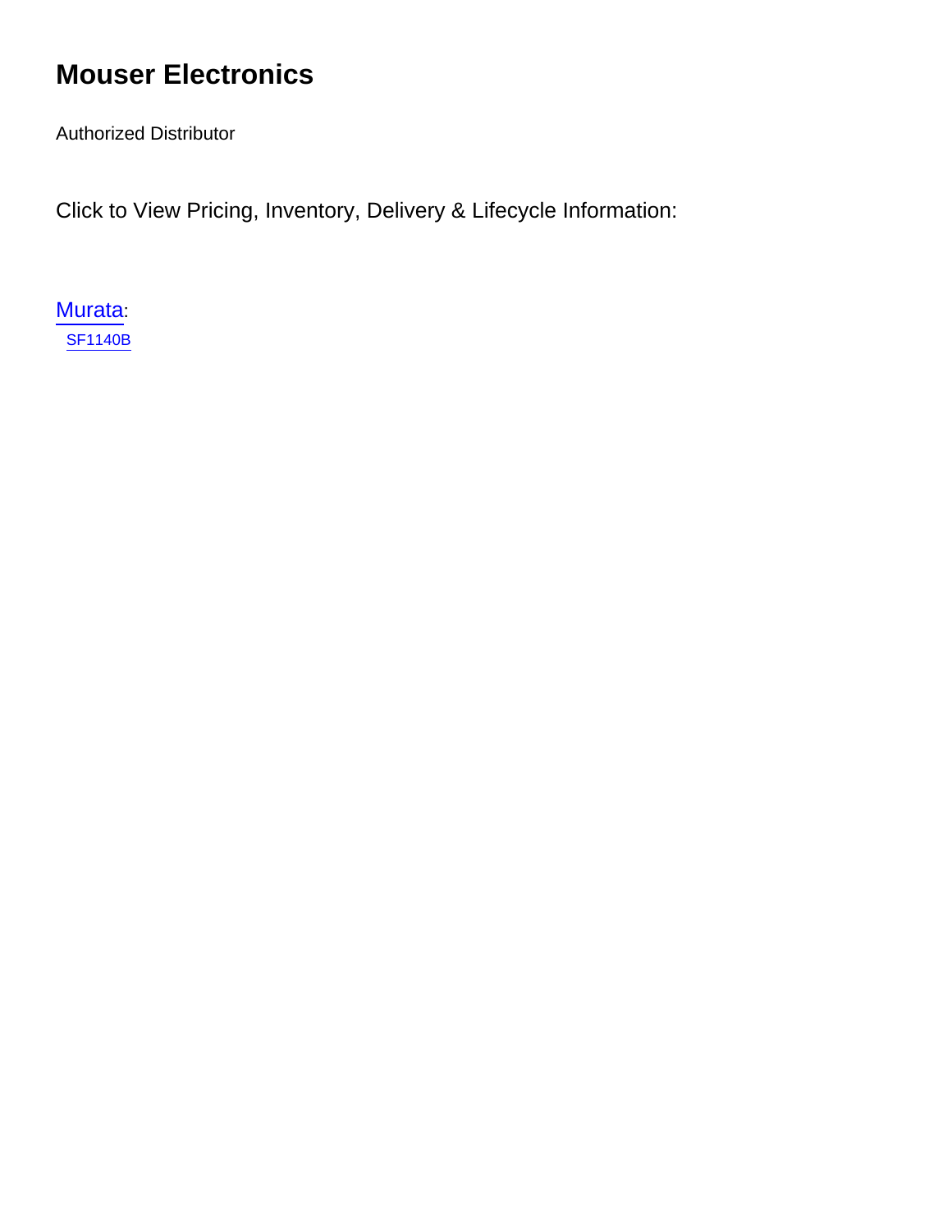# Mouser Electronics

Authorized Distributor

Click to View Pricing, Inventory, Delivery & Lifecycle Information:

Murata:

SF1140B